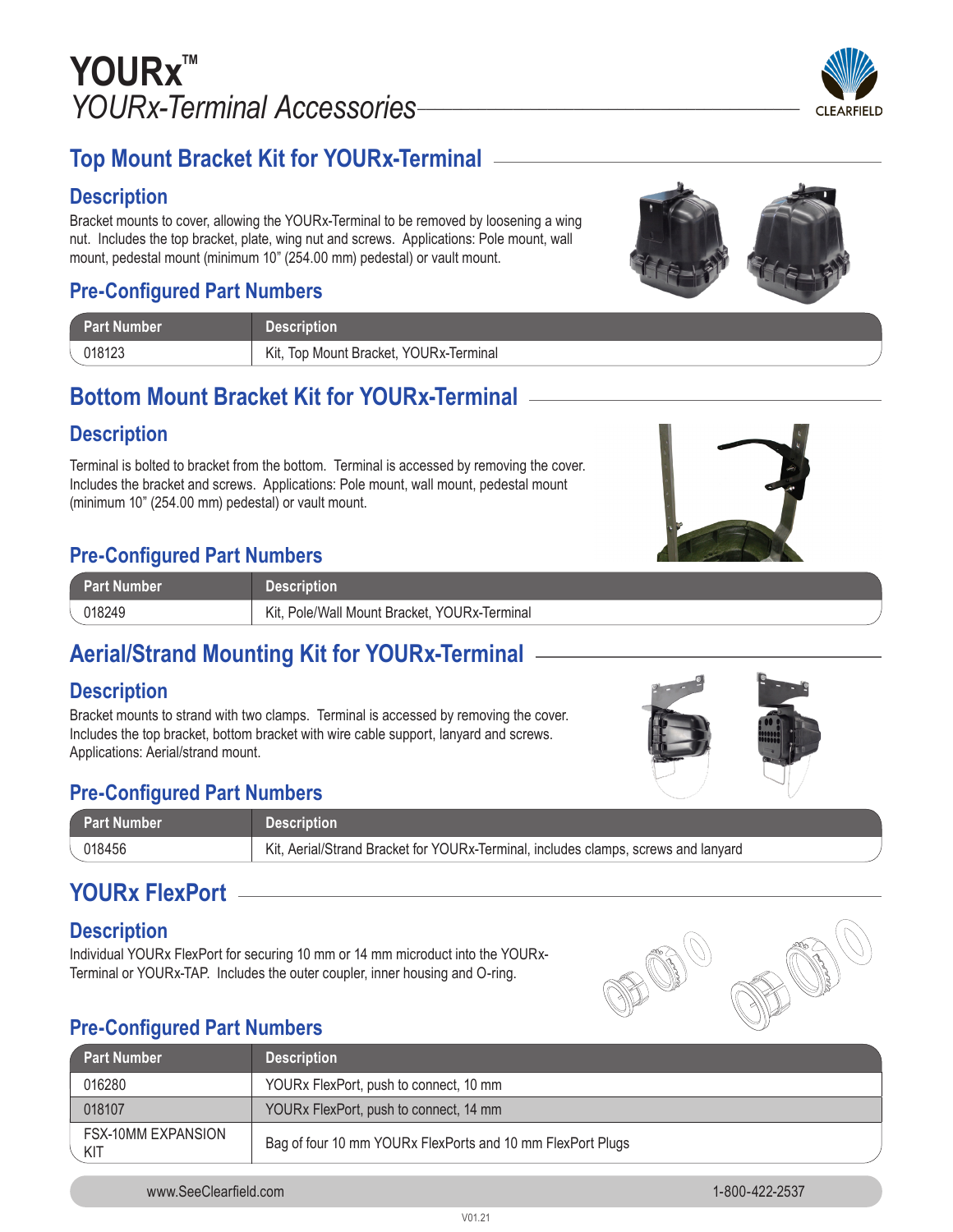# YOURx™

## *YOURx-Terminal Accessories*

CLEARFIELD

## Top Mount Bracket Kit for YOURx-Terminal

### Description

Bracket mounts to cover, allowing the YOURx-Terminal to be removed by loosening a wing nut. Includes the top bracket, plate, wing nut and screws. Applications: Pole mount, wall mount, pedestal mount (minimum 10" (254.00 mm) pedestal) or vault mount.

### Pre-Configured Part Numbers

| Part Number | Description |
| --- | --- |
| 018123 | Kit, Top Mount Bracket, YOURx-Terminal |

## Bottom Mount Bracket Kit for YOURx-Terminal

### Description

Terminal is bolted to bracket from the bottom. Terminal is accessed by removing the cover. Includes the bracket and screws. Applications: Pole mount, wall mount, pedestal mount (minimum 10" (254.00 mm) pedestal) or vault mount.

### Pre-Configured Part Numbers

| Part Number | Description |
| --- | --- |
| 018249 | Kit, Pole/Wall Mount Bracket, YOURx-Terminal |

## Aerial/Strand Mounting Kit for YOURx-Terminal

### Description

Bracket mounts to strand with two clamps. Terminal is accessed by removing the cover. Includes the top bracket, bottom bracket with wire cable support, lanyard and screws. Applications: Aerial/strand mount.

### Pre-Configured Part Numbers

| Part Number | Description |
| --- | --- |
| 018456 | Kit, Aerial/Strand Bracket for YOURx-Terminal, includes clamps, screws and lanyard |

## YOURx FlexPort

### Description

Individual YOURx FlexPort for securing 10 mm or 14 mm microduct into the YOURx-Terminal or YOURx-TAP. Includes the outer coupler, inner housing and O-ring.

### Pre-Configured Part Numbers

| Part Number | Description |
| --- | --- |
| 016280 | YOURx FlexPort, push to connect, 10 mm |
| 018107 | YOURx FlexPort, push to connect, 14 mm |
| FSX-10MM EXPANSION KIT | Bag of four 10 mm YOURx FlexPorts and 10 mm FlexPort Plugs |

www.SeeClearfield.com 1-800-422-2537

V01.21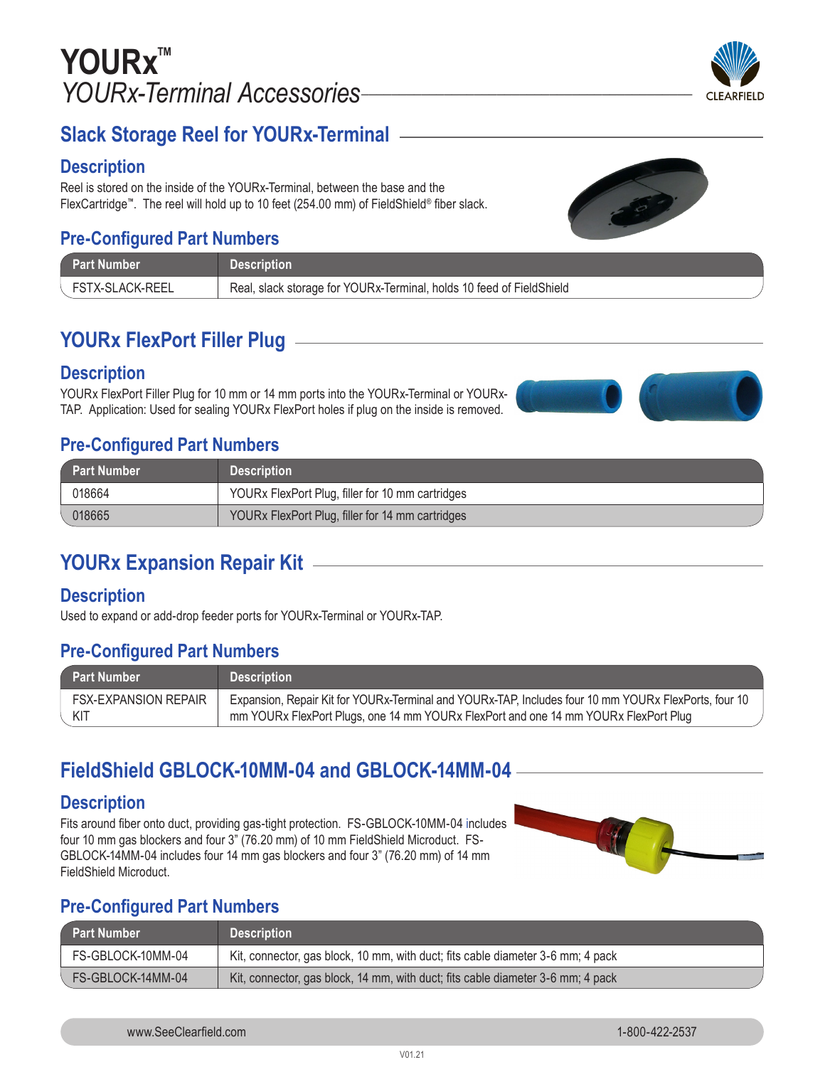# YOURx™

*YOURx-Terminal Accessories*

## Slack Storage Reel for YOURx-Terminal

### Description

Reel is stored on the inside of the YOURx-Terminal, between the base and the FlexCartridge™. The reel will hold up to 10 feet (254.00 mm) of FieldShield® fiber slack.

### Pre-Configured Part Numbers

| Part Number | Description |
|---|---|
| FSTX-SLACK-REEL | Real, slack storage for YOURx-Terminal, holds 10 feed of FieldShield |

## YOURx FlexPort Filler Plug

### Description

YOURx FlexPort Filler Plug for 10 mm or 14 mm ports into the YOURx-Terminal or YOURx-TAP. Application: Used for sealing YOURx FlexPort holes if plug on the inside is removed.

### Pre-Configured Part Numbers

| Part Number | Description |
|---|---|
| 018664 | YOURx FlexPort Plug, filler for 10 mm cartridges |
| 018665 | YOURx FlexPort Plug, filler for 14 mm cartridges |

## YOURx Expansion Repair Kit

### Description

Used to expand or add-drop feeder ports for YOURx-Terminal or YOURx-TAP.

### Pre-Configured Part Numbers

| Part Number | Description |
|---|---|
| FSX-EXPANSION REPAIR KIT | Expansion, Repair Kit for YOURx-Terminal and YOURx-TAP, Includes four 10 mm YOURx FlexPorts, four 10 mm YOURx FlexPort Plugs, one 14 mm YOURx FlexPort and one 14 mm YOURx FlexPort Plug |

## FieldShield GBLOCK-10MM-04 and GBLOCK-14MM-04

### Description

Fits around fiber onto duct, providing gas-tight protection. FS-GBLOCK-10MM-04 includes four 10 mm gas blockers and four 3" (76.20 mm) of 10 mm FieldShield Microduct. FS-GBLOCK-14MM-04 includes four 14 mm gas blockers and four 3" (76.20 mm) of 14 mm FieldShield Microduct.

### Pre-Configured Part Numbers

| Part Number | Description |
|---|---|
| FS-GBLOCK-10MM-04 | Kit, connector, gas block, 10 mm, with duct; fits cable diameter 3-6 mm; 4 pack |
| FS-GBLOCK-14MM-04 | Kit, connector, gas block, 14 mm, with duct; fits cable diameter 3-6 mm; 4 pack |

www.SeeClearfield.com 1-800-422-2537

V01.21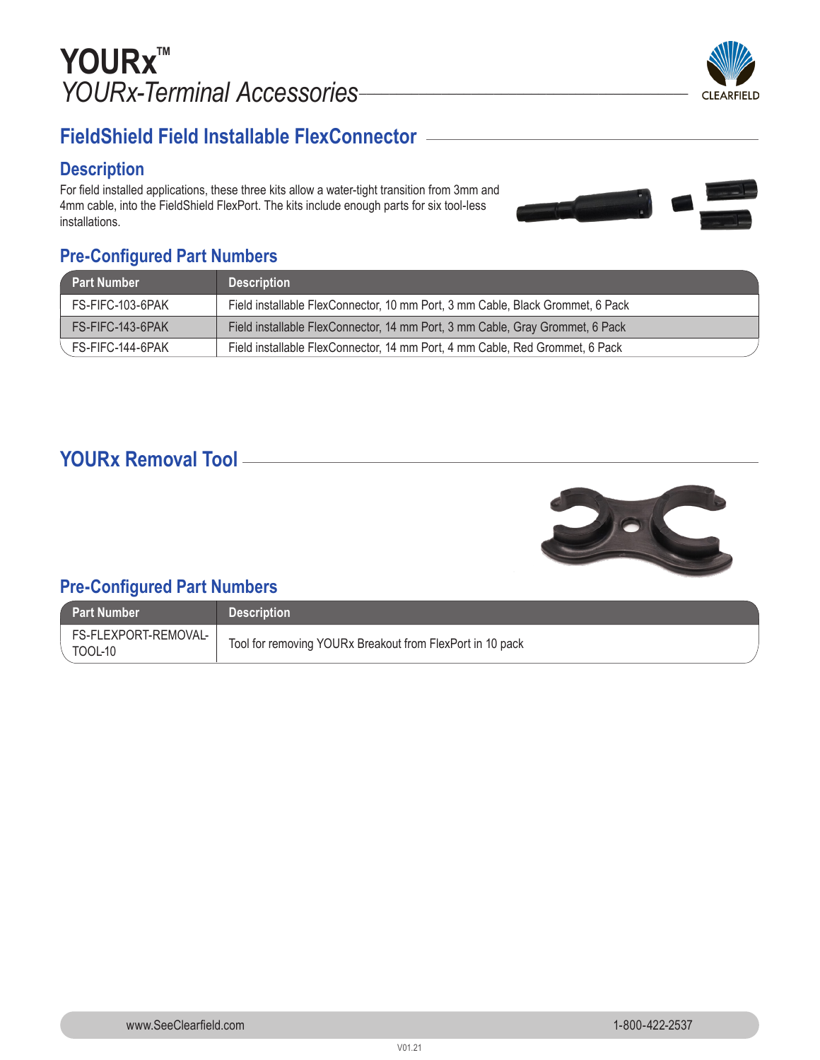# YOURx™

*YOURx-Terminal Accessories*

## FieldShield Field Installable FlexConnector

### Description

For field installed applications, these three kits allow a water-tight transition from 3mm and 4mm cable, into the FieldShield FlexPort. The kits include enough parts for six tool-less installations.

### Pre-Configured Part Numbers

| Part Number | Description |
|---|---|
| FS-FIFC-103-6PAK | Field installable FlexConnector, 10 mm Port, 3 mm Cable, Black Grommet, 6 Pack |
| FS-FIFC-143-6PAK | Field installable FlexConnector, 14 mm Port, 3 mm Cable, Gray Grommet, 6 Pack |
| FS-FIFC-144-6PAK | Field installable FlexConnector, 14 mm Port, 4 mm Cable, Red Grommet, 6 Pack |

## YOURx Removal Tool

### Pre-Configured Part Numbers

| Part Number | Description |
|---|---|
| FS-FLEXPORT-REMOVAL-TOOL-10 | Tool for removing YOURx Breakout from FlexPort in 10 pack |

www.SeeClearfield.com 1-800-422-2537

V01.21